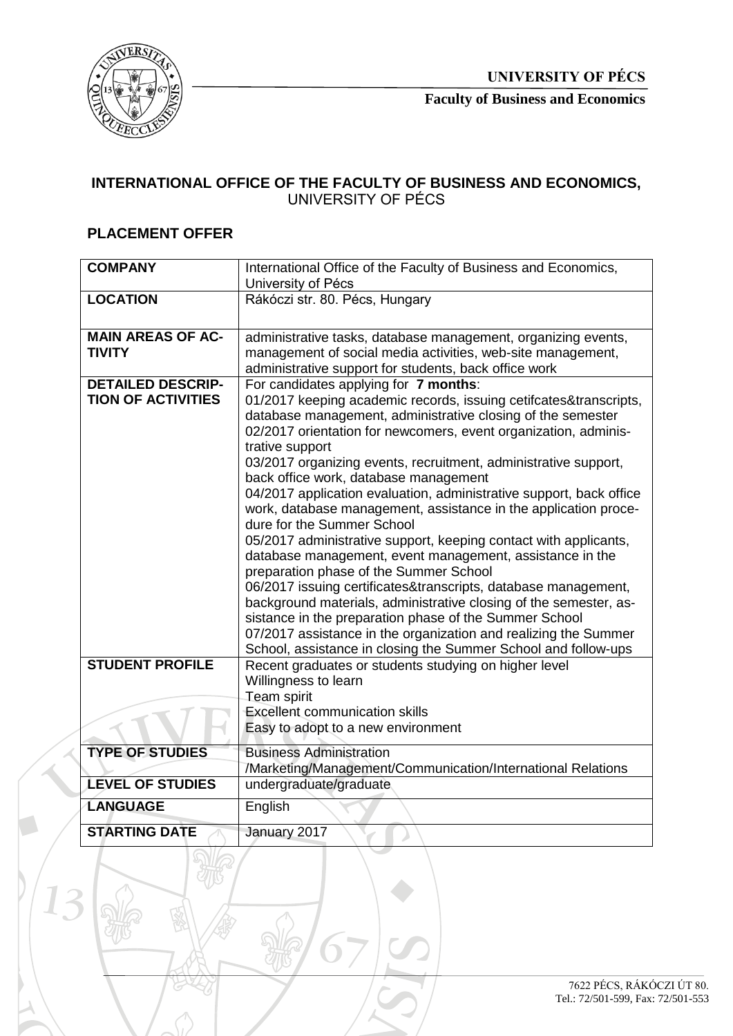**UNIVERSITY OF PÉCS**

**Faculty of Business and Economics**

## INTERNATIONAL OFFICE OF THE FACULTY OF BUSINESS AND ECONOMICS, UNIVERSITY OF PÉCS

## PLACEMENT OFFER

| | |
|---|---|
| **COMPANY** | International Office of the Faculty of Business and Economics, University of Pécs |
| **LOCATION** | Rákóczi str. 80. Pécs, Hungary |
| **MAIN AREAS OF ACTIVITY** | administrative tasks, database management, organizing events, management of social media activities, web-site management, administrative support for students, back office work |
| **DETAILED DESCRIPTION OF ACTIVITIES** | For candidates applying for **7 months**:<br>01/2017 keeping academic records, issuing cetifcates&transcripts, database management, administrative closing of the semester<br>02/2017 orientation for newcomers, event organization, administrative support<br>03/2017 organizing events, recruitment, administrative support, back office work, database management<br>04/2017 application evaluation, administrative support, back office work, database management, assistance in the application procedure for the Summer School<br>05/2017 administrative support, keeping contact with applicants, database management, event management, assistance in the preparation phase of the Summer School<br>06/2017 issuing certificates&transcripts, database management, background materials, administrative closing of the semester, assistance in the preparation phase of the Summer School<br>07/2017 assistance in the organization and realizing the Summer School, assistance in closing the Summer School and follow-ups |
| **STUDENT PROFILE** | Recent graduates or students studying on higher level<br>Willingness to learn<br>Team spirit<br>Excellent communication skills<br>Easy to adopt to a new environment |
| **TYPE OF STUDIES** | Business Administration /Marketing/Management/Communication/International Relations |
| **LEVEL OF STUDIES** | undergraduate/graduate |
| **LANGUAGE** | English |
| **STARTING DATE** | January 2017 |

7622 PÉCS, RÁKÓCZI ÚT 80.
Tel.: 72/501-599, Fax: 72/501-553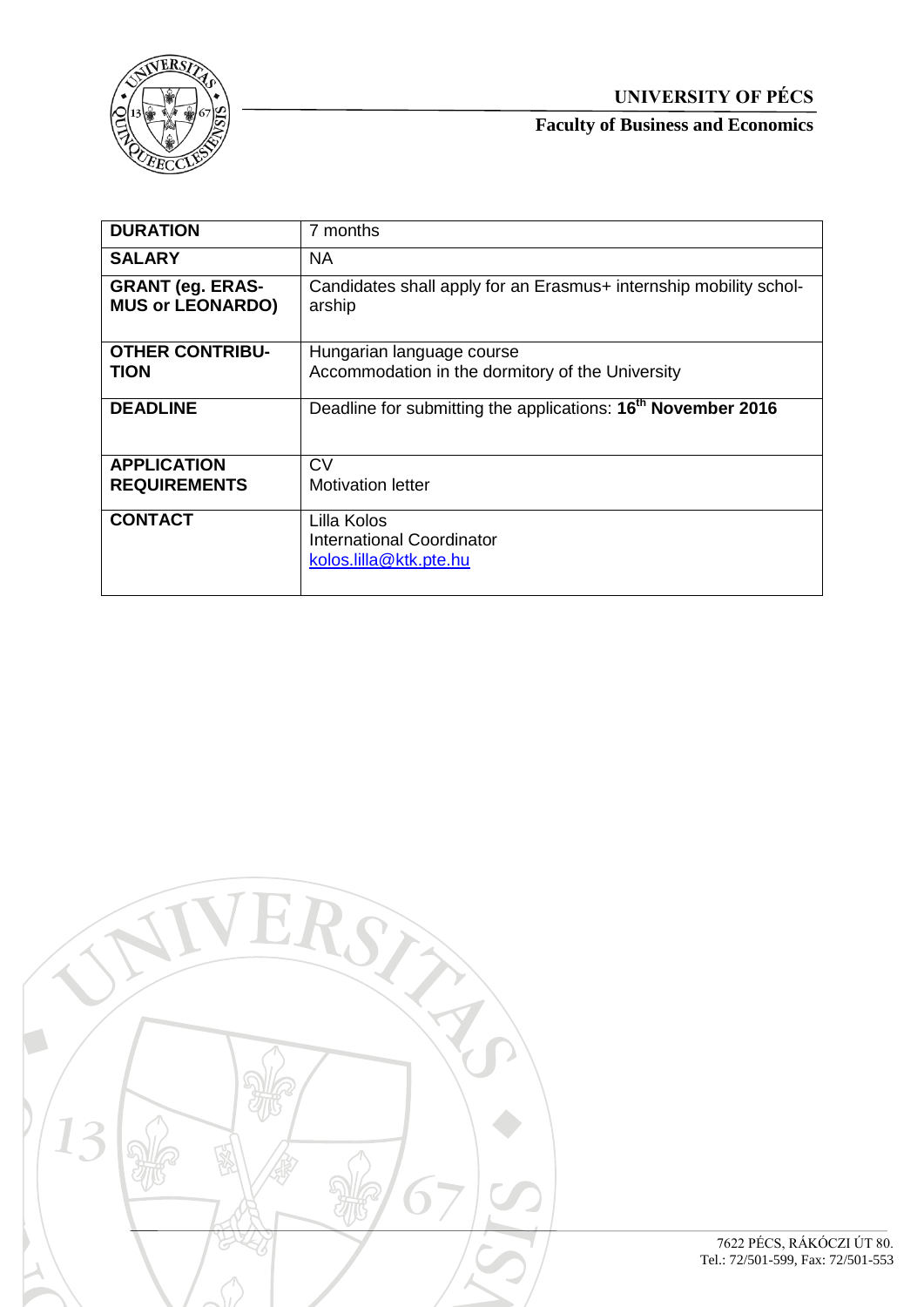| | |
|---|---|
| **DURATION** | 7 months |
| **SALARY** | NA |
| **GRANT (eg. ERASMUS or LEONARDO)** | Candidates shall apply for an Erasmus+ internship mobility scholarship |
| **OTHER CONTRIBUTION** | Hungarian language course<br>Accommodation in the dormitory of the University |
| **DEADLINE** | Deadline for submitting the applications: **16th November 2016** |
| **APPLICATION REQUIREMENTS** | CV<br>Motivation letter |
| **CONTACT** | Lilla Kolos<br>International Coordinator<br>kolos.lilla@ktk.pte.hu |